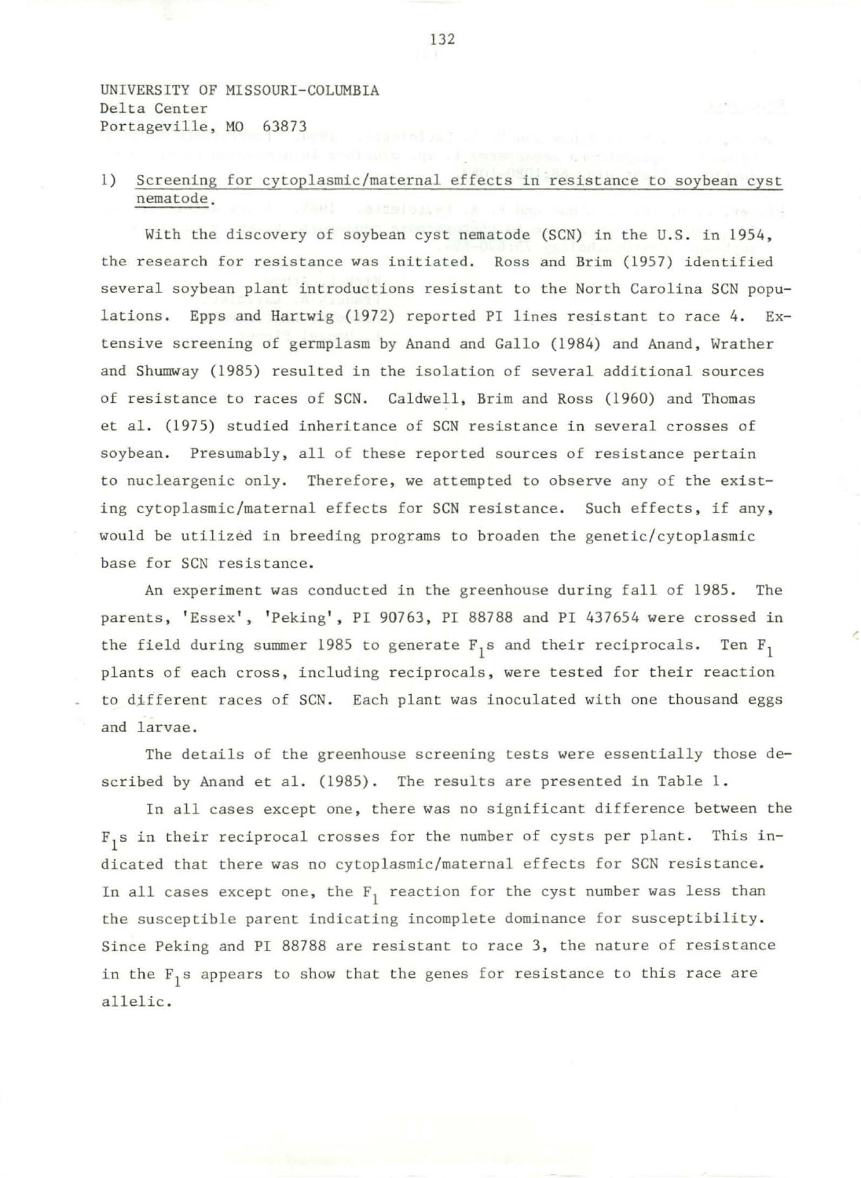UNIVERSITY OF MISSOURI-COLUMBIA
Delta Center
Portageville, MO 63873

1) Screening for cytoplasmic/maternal effects in resistance to soybean cyst nematode.

With the discovery of soybean cyst nematode (SCN) in the U.S. in 1954, the research for resistance was initiated. Ross and Brim (1957) identified several soybean plant introductions resistant to the North Carolina SCN populations. Epps and Hartwig (1972) reported PI lines resistant to race 4. Extensive screening of germplasm by Anand and Gallo (1984) and Anand, Wrather and Shumway (1985) resulted in the isolation of several additional sources of resistance to races of SCN. Caldwell, Brim and Ross (1960) and Thomas et al. (1975) studied inheritance of SCN resistance in several crosses of soybean. Presumably, all of these reported sources of resistance pertain to nucleargenic only. Therefore, we attempted to observe any of the existing cytoplasmic/maternal effects for SCN resistance. Such effects, if any, would be utilized in breeding programs to broaden the genetic/cytoplasmic base for SCN resistance.

An experiment was conducted in the greenhouse during fall of 1985. The parents, 'Essex', 'Peking', PI 90763, PI 88788 and PI 437654 were crossed in the field during summer 1985 to generate $F_1$s and their reciprocals. Ten $F_1$ plants of each cross, including reciprocals, were tested for their reaction to different races of SCN. Each plant was inoculated with one thousand eggs and larvae.

The details of the greenhouse screening tests were essentially those described by Anand et al. (1985). The results are presented in Table 1.

In all cases except one, there was no significant difference between the $F_1$s in their reciprocal crosses for the number of cysts per plant. This indicated that there was no cytoplasmic/maternal effects for SCN resistance. In all cases except one, the $F_1$ reaction for the cyst number was less than the susceptible parent indicating incomplete dominance for susceptibility. Since Peking and PI 88788 are resistant to race 3, the nature of resistance in the $F_1$s appears to show that the genes for resistance to this race are allelic.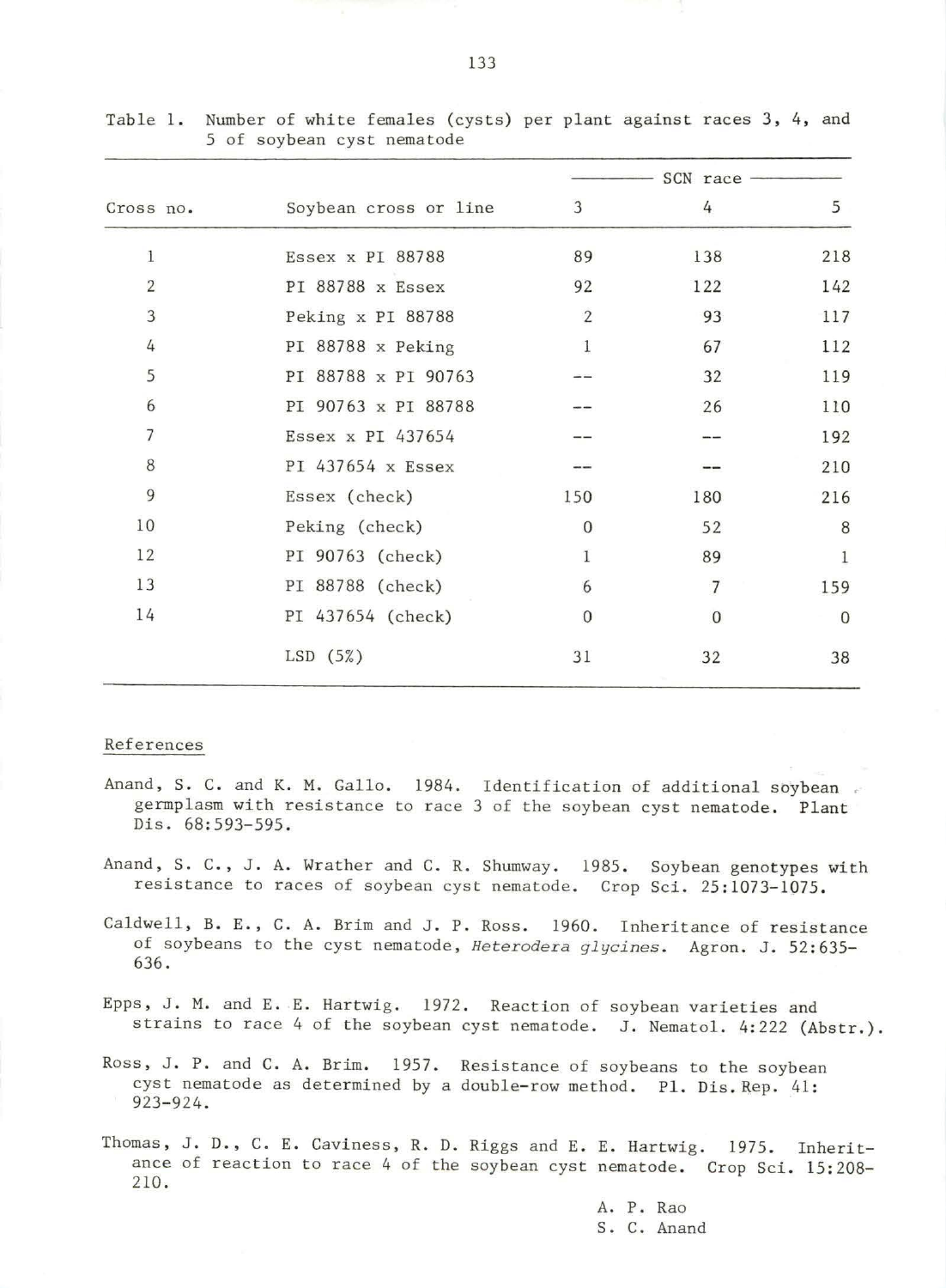Table 1. Number of white females (cysts) per plant against races 3, 4, and 5 of soybean cyst nematode

| Cross no. | Soybean cross or line | SCN race | | |
|---|---|---|---|---|
| | | 3 | 4 | 5 |
| 1 | Essex x PI 88788 | 89 | 138 | 218 |
| 2 | PI 88788 x Essex | 92 | 122 | 142 |
| 3 | Peking x PI 88788 | 2 | 93 | 117 |
| 4 | PI 88788 x Peking | 1 | 67 | 112 |
| 5 | PI 88788 x PI 90763 | -- | 32 | 119 |
| 6 | PI 90763 x PI 88788 | -- | 26 | 110 |
| 7 | Essex x PI 437654 | -- | -- | 192 |
| 8 | PI 437654 x Essex | -- | -- | 210 |
| 9 | Essex (check) | 150 | 180 | 216 |
| 10 | Peking (check) | 0 | 52 | 8 |
| 12 | PI 90763 (check) | 1 | 89 | 1 |
| 13 | PI 88788 (check) | 6 | 7 | 159 |
| 14 | PI 437654 (check) | 0 | 0 | 0 |
| | LSD (5%) | 31 | 32 | 38 |

## References

Anand, S. C. and K. M. Gallo. 1984. Identification of additional soybean germplasm with resistance to race 3 of the soybean cyst nematode. Plant Dis. 68:593-595.

Anand, S. C., J. A. Wrather and C. R. Shumway. 1985. Soybean genotypes with resistance to races of soybean cyst nematode. Crop Sci. 25:1073-1075.

Caldwell, B. E., C. A. Brim and J. P. Ross. 1960. Inheritance of resistance of soybeans to the cyst nematode, *Heterodera glycines*. Agron. J. 52:635-636.

Epps, J. M. and E. E. Hartwig. 1972. Reaction of soybean varieties and strains to race 4 of the soybean cyst nematode. J. Nematol. 4:222 (Abstr.).

Ross, J. P. and C. A. Brim. 1957. Resistance of soybeans to the soybean cyst nematode as determined by a double-row method. Pl. Dis. Rep. 41: 923-924.

Thomas, J. D., C. E. Caviness, R. D. Riggs and E. E. Hartwig. 1975. Inheritance of reaction to race 4 of the soybean cyst nematode. Crop Sci. 15:208-210.

A. P. Rao
S. C. Anand